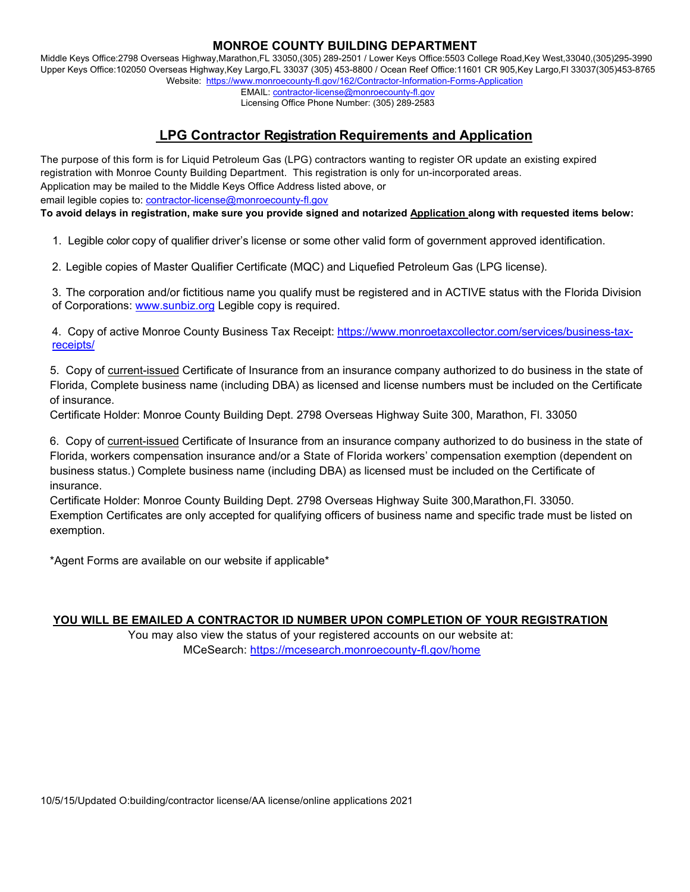# MONROE COUNTY BUILDING DEPARTMENT

Middle Keys Office:2798 Overseas Highway,Marathon,FL 33050,(305) 289-2501 / Lower Keys Office:5503 College Road,Key West,33040,(305)295-3990
Upper Keys Office:102050 Overseas Highway,Key Largo,FL 33037 (305) 453-8800 / Ocean Reef Office:11601 CR 905,Key Largo,Fl 33037(305)453-8765
Website: https://www.monroecounty-fl.gov/162/Contractor-Information-Forms-Application
EMAIL: contractor-license@monroecounty-fl.gov
Licensing Office Phone Number: (305) 289-2583

## LPG Contractor Registration Requirements and Application

The purpose of this form is for Liquid Petroleum Gas (LPG) contractors wanting to register OR update an existing expired registration with Monroe County Building Department. This registration is only for un-incorporated areas.
Application may be mailed to the Middle Keys Office Address listed above, or
email legible copies to: contractor-license@monroecounty-fl.gov

**To avoid delays in registration, make sure you provide signed and notarized Application along with requested items below:**

1. Legible color copy of qualifier driver's license or some other valid form of government approved identification.

2. Legible copies of Master Qualifier Certificate (MQC) and Liquefied Petroleum Gas (LPG license).

3. The corporation and/or fictitious name you qualify must be registered and in ACTIVE status with the Florida Division of Corporations: www.sunbiz.org Legible copy is required.

4. Copy of active Monroe County Business Tax Receipt: https://www.monroetaxcollector.com/services/business-tax-receipts/

5. Copy of current-issued Certificate of Insurance from an insurance company authorized to do business in the state of Florida, Complete business name (including DBA) as licensed and license numbers must be included on the Certificate of insurance.
Certificate Holder: Monroe County Building Dept. 2798 Overseas Highway Suite 300, Marathon, Fl. 33050

6. Copy of current-issued Certificate of Insurance from an insurance company authorized to do business in the state of Florida, workers compensation insurance and/or a State of Florida workers' compensation exemption (dependent on business status.) Complete business name (including DBA) as licensed must be included on the Certificate of insurance.
Certificate Holder: Monroe County Building Dept. 2798 Overseas Highway Suite 300,Marathon,Fl. 33050.
Exemption Certificates are only accepted for qualifying officers of business name and specific trade must be listed on exemption.

*Agent Forms are available on our website if applicable*

**YOU WILL BE EMAILED A CONTRACTOR ID NUMBER UPON COMPLETION OF YOUR REGISTRATION**

You may also view the status of your registered accounts on our website at:
MCeSearch: https://mcesearch.monroecounty-fl.gov/home

10/5/15/Updated O:building/contractor license/AA license/online applications 2021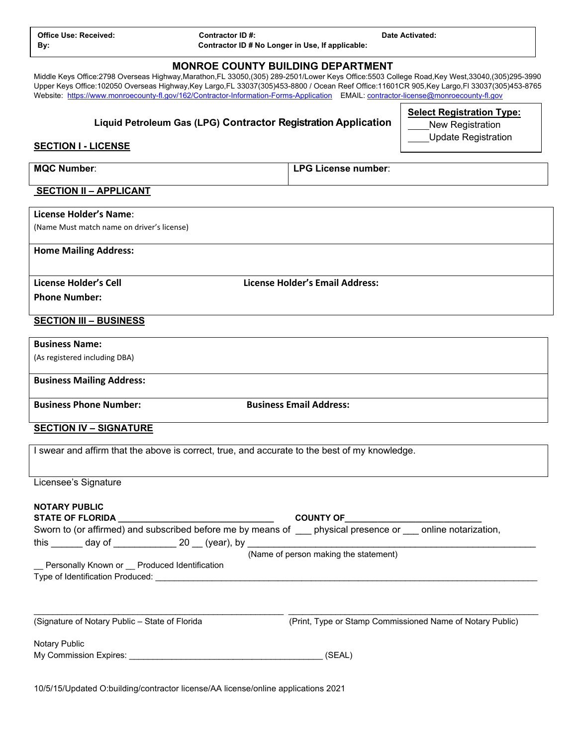| | | |
|---|---|---|
| **Office Use: Received:**<br>**By:** | **Contractor ID #:**<br>**Contractor ID # No Longer in Use, If applicable:** | **Date Activated:** |

# MONROE COUNTY BUILDING DEPARTMENT

Middle Keys Office:2798 Overseas Highway,Marathon,FL 33050,(305) 289-2501/Lower Keys Office:5503 College Road,Key West,33040,(305)295-3990
Upper Keys Office:102050 Overseas Highway,Key Largo,FL 33037(305)453-8800 / Ocean Reef Office:11601CR 905,Key Largo,Fl 33037(305)453-8765
Website: https://www.monroecounty-fl.gov/162/Contractor-Information-Forms-Application EMAIL: contractor-license@monroecounty-fl.gov

## Liquid Petroleum Gas (LPG) Contractor Registration Application

**Select Registration Type:**
____New Registration
____Update Registration

## SECTION I - LICENSE

| | |
|---|---|
| **MQC Number**: | **LPG License number**: |

## SECTION II – APPLICANT

| | |
|---|---|
| **License Holder's Name**:<br>(Name Must match name on driver's license) | |
| **Home Mailing Address:** | |
| **License Holder's Cell Phone Number:** | **License Holder's Email Address:** |

## SECTION III – BUSINESS

| | |
|---|---|
| **Business Name:**<br>(As registered including DBA) | |
| **Business Mailing Address:** | |
| **Business Phone Number:** | **Business Email Address:** |

## SECTION IV – SIGNATURE

I swear and affirm that the above is correct, true, and accurate to the best of my knowledge.

Licensee's Signature

**NOTARY PUBLIC**
**STATE OF FLORIDA** ________________________________ **COUNTY OF**____________________________
Sworn to (or affirmed) and subscribed before me by means of ___ physical presence or ___ online notarization,
this ______ day of ____________ 20 __ (year), by ____________________________________________________________
(Name of person making the statement)
__ Personally Known or __ Produced Identification
Type of Identification Produced: ________________________________________________________________________________

_____________________________________________________ _____________________________________________________
(Signature of Notary Public – State of Florida (Print, Type or Stamp Commissioned Name of Notary Public)

Notary Public
My Commission Expires: ________________________________________ (SEAL)

10/5/15/Updated O:building/contractor license/AA license/online applications 2021